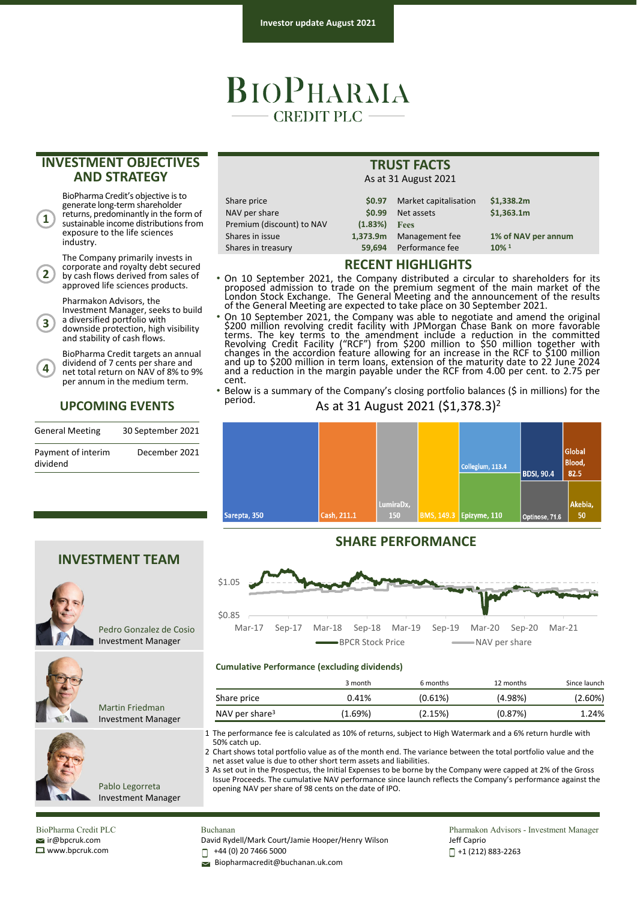Investor update August 2021

# BioPharma Credit PLC

## INVESTMENT OBJECTIVES AND STRATEGY

1. BioPharma Credit's objective is to generate long-term shareholder returns, predominantly in the form of sustainable income distributions from exposure to the life sciences industry.
2. The Company primarily invests in corporate and royalty debt secured by cash flows derived from sales of approved life sciences products.
3. Pharmakon Advisors, the Investment Manager, seeks to build a diversified portfolio with downside protection, high visibility and stability of cash flows.
4. BioPharma Credit targets an annual dividend of 7 cents per share and net total return on NAV of 8% to 9% per annum in the medium term.

## UPCOMING EVENTS

| | |
|---|---|
| General Meeting | 30 September 2021 |
| Payment of interim dividend | December 2021 |

## INVESTMENT TEAM

Pedro Gonzalez de Cosio
Investment Manager

Martin Friedman
Investment Manager

Pablo Legorreta
Investment Manager

## TRUST FACTS

As at 31 August 2021

| | | | |
|---|---|---|---|
| Share price | $0.97 | Market capitalisation | $1,338.2m |
| NAV per share | $0.99 | Net assets | $1,363.1m |
| Premium (discount) to NAV | (1.83%) | **Fees** | |
| Shares in issue | 1,373.9m | Management fee | 1% of NAV per annum |
| Shares in treasury | 59,694 | Performance fee | 10% [1] |

## RECENT HIGHLIGHTS

- On 10 September 2021, the Company distributed a circular to shareholders for its proposed admission to trade on the premium segment of the main market of the London Stock Exchange. The General Meeting and the announcement of the results of the General Meeting are expected to take place on 30 September 2021.
- On 10 September 2021, the Company was able to negotiate and amend the original $200 million revolving credit facility with JPMorgan Chase Bank on more favorable terms. The key terms to the amendment include a reduction in the committed Revolving Credit Facility ("RCF") from $200 million to $50 million together with changes in the accordion feature allowing for an increase in the RCF to $100 million and up to $200 million in term loans, extension of the maturity date to 22 June 2024 and a reduction in the margin payable under the RCF from 4.00 per cent. to 2.75 per cent.
- Below is a summary of the Company's closing portfolio balances ($ in millions) for the period.

As at 31 August 2021 ($1,378.3)[2]

| Position | $ millions |
|---|---|
| Sarepta | 350 |
| Cash | 211.1 |
| LumiraDx | 150 |
| BMS | 149.3 |
| Collegium | 113.4 |
| Epizyme | 110 |
| BDSI | 90.4 |
| Global Blood | 82.5 |
| Optinose | 71.6 |
| Akebia | 50 |

## SHARE PERFORMANCE

Chart: BPCR Stock Price and NAV per share, Mar-17 to Mar-21 ($0.85 – $1.05)

**Cumulative Performance (excluding dividends)**

| | 3 month | 6 months | 12 months | Since launch |
|---|---|---|---|---|
| Share price | 0.41% | (0.61%) | (4.98%) | (2.60%) |
| NAV per share[3] | (1.69%) | (2.15%) | (0.87%) | 1.24% |

1 The performance fee is calculated as 10% of returns, subject to High Watermark and a 6% return hurdle with 50% catch up.

2 Chart shows total portfolio value as of the month end. The variance between the total portfolio value and the net asset value is due to other short term assets and liabilities.

3 As set out in the Prospectus, the Initial Expenses to be borne by the Company were capped at 2% of the Gross Issue Proceeds. The cumulative NAV performance since launch reflects the Company's performance against the opening NAV per share of 98 cents on the date of IPO.

BioPharma Credit PLC
ir@bpcruk.com
www.bpcruk.com

Buchanan
David Rydell/Mark Court/Jamie Hooper/Henry Wilson
+44 (0) 20 7466 5000
Biopharmacredit@buchanan.uk.com

Pharmakon Advisors - Investment Manager
Jeff Caprio
+1 (212) 883-2263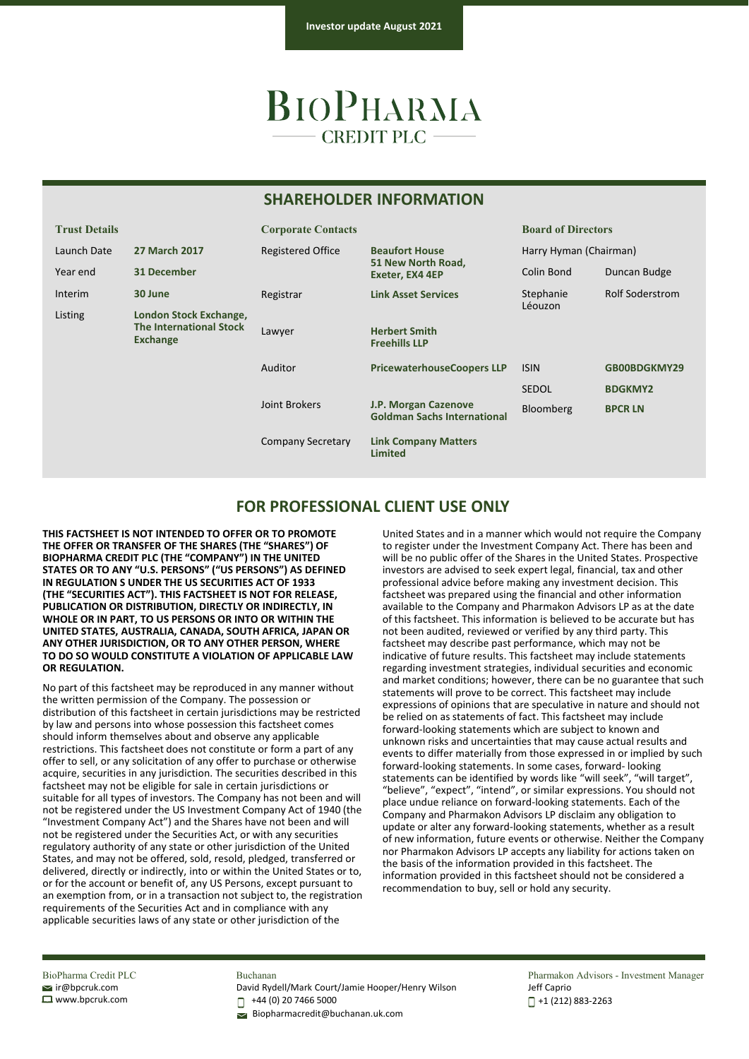Investor update August 2021

# BioPharma Credit PLC

## SHAREHOLDER INFORMATION

| Trust Details | | Corporate Contacts | | Board of Directors | |
|---|---|---|---|---|---|
| Launch Date | **27 March 2017** | Registered Office | **Beaufort House 51 New North Road, Exeter, EX4 4EP** | Harry Hyman (Chairman) | |
| Year end | **31 December** | | | Colin Bond | Duncan Budge |
| Interim | **30 June** | Registrar | **Link Asset Services** | Stephanie Léouzon | Rolf Soderstrom |
| Listing | **London Stock Exchange, The International Stock Exchange** | Lawyer | **Herbert Smith Freehills LLP** | | |
| | | Auditor | **PricewaterhouseCoopers LLP** | ISIN | **GB00BDGKMY29** |
| | | | | SEDOL | **BDGKMY2** |
| | | Joint Brokers | **J.P. Morgan Cazenove Goldman Sachs International** | Bloomberg | **BPCR LN** |
| | | Company Secretary | **Link Company Matters Limited** | | |

## FOR PROFESSIONAL CLIENT USE ONLY

**THIS FACTSHEET IS NOT INTENDED TO OFFER OR TO PROMOTE THE OFFER OR TRANSFER OF THE SHARES (THE "SHARES") OF BIOPHARMA CREDIT PLC (THE "COMPANY") IN THE UNITED STATES OR TO ANY "U.S. PERSONS" ("US PERSONS") AS DEFINED IN REGULATION S UNDER THE US SECURITIES ACT OF 1933 (THE "SECURITIES ACT"). THIS FACTSHEET IS NOT FOR RELEASE, PUBLICATION OR DISTRIBUTION, DIRECTLY OR INDIRECTLY, IN WHOLE OR IN PART, TO US PERSONS OR INTO OR WITHIN THE UNITED STATES, AUSTRALIA, CANADA, SOUTH AFRICA, JAPAN OR ANY OTHER JURISDICTION, OR TO ANY OTHER PERSON, WHERE TO DO SO WOULD CONSTITUTE A VIOLATION OF APPLICABLE LAW OR REGULATION.**

No part of this factsheet may be reproduced in any manner without the written permission of the Company. The possession or distribution of this factsheet in certain jurisdictions may be restricted by law and persons into whose possession this factsheet comes should inform themselves about and observe any applicable restrictions. This factsheet does not constitute or form a part of any offer to sell, or any solicitation of any offer to purchase or otherwise acquire, securities in any jurisdiction. The securities described in this factsheet may not be eligible for sale in certain jurisdictions or suitable for all types of investors. The Company has not been and will not be registered under the US Investment Company Act of 1940 (the "Investment Company Act") and the Shares have not been and will not be registered under the Securities Act, or with any securities regulatory authority of any state or other jurisdiction of the United States, and may not be offered, sold, resold, pledged, transferred or delivered, directly or indirectly, into or within the United States or to, or for the account or benefit of, any US Persons, except pursuant to an exemption from, or in a transaction not subject to, the registration requirements of the Securities Act and in compliance with any applicable securities laws of any state or other jurisdiction of the United States and in a manner which would not require the Company to register under the Investment Company Act. There has been and will be no public offer of the Shares in the United States. Prospective investors are advised to seek expert legal, financial, tax and other professional advice before making any investment decision. This factsheet was prepared using the financial and other information available to the Company and Pharmakon Advisors LP as at the date of this factsheet. This information is believed to be accurate but has not been audited, reviewed or verified by any third party. This factsheet may describe past performance, which may not be indicative of future results. This factsheet may include statements regarding investment strategies, individual securities and economic and market conditions; however, there can be no guarantee that such statements will prove to be correct. This factsheet may include expressions of opinions that are speculative in nature and should not be relied on as statements of fact. This factsheet may include forward-looking statements which are subject to known and unknown risks and uncertainties that may cause actual results and events to differ materially from those expressed in or implied by such forward-looking statements. In some cases, forward- looking statements can be identified by words like "will seek", "will target", "believe", "expect", "intend", or similar expressions. You should not place undue reliance on forward-looking statements. Each of the Company and Pharmakon Advisors LP disclaim any obligation to update or alter any forward-looking statements, whether as a result of new information, future events or otherwise. Neither the Company nor Pharmakon Advisors LP accepts any liability for actions taken on the basis of the information provided in this factsheet. The information provided in this factsheet should not be considered a recommendation to buy, sell or hold any security.

BioPharma Credit PLC
ir@bpcruk.com
www.bpcruk.com

Buchanan
David Rydell/Mark Court/Jamie Hooper/Henry Wilson
+44 (0) 20 7466 5000
Biopharmacredit@buchanan.uk.com

Pharmakon Advisors - Investment Manager
Jeff Caprio
+1 (212) 883-2263